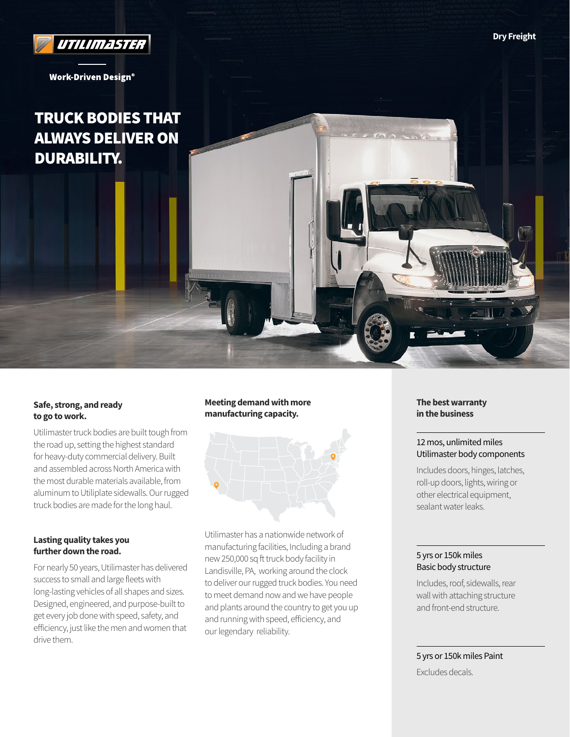UTILIMASTER

Work-Driven Design®

Dry Freight

# TRUCK BODIES THAT ALWAYS DELIVER ON DURABILITY.

### Safe, strong, and ready to go to work.

Utilimaster truck bodies are built tough from the road up, setting the highest standard for heavy-duty commercial delivery. Built and assembled across North America with the most durable materials available, from aluminum to Utiliplate sidewalls. Our rugged truck bodies are made for the long haul.

### Lasting quality takes you further down the road.

For nearly 50 years, Utilimaster has delivered success to small and large fleets with long-lasting vehicles of all shapes and sizes. Designed, engineered, and purpose-built to get every job done with speed, safety, and efficiency, just like the men and women that drive them.

### Meeting demand with more manufacturing capacity.

Utilimaster has a nationwide network of manufacturing facilities, Including a brand new 250,000 sq ft truck body facility in Landisville, PA, working around the clock to deliver our rugged truck bodies. You need to meet demand now and we have people and plants around the country to get you up and running with speed, efficiency, and our legendary reliability.

### The best warranty in the business

**12 mos, unlimited miles Utilimaster body components**

Includes doors, hinges, latches, roll-up doors, lights, wiring or other electrical equipment, sealant water leaks.

**5 yrs or 150k miles Basic body structure**

Includes, roof, sidewalls, rear wall with attaching structure and front-end structure.

**5 yrs or 150k miles Paint**

Excludes decals.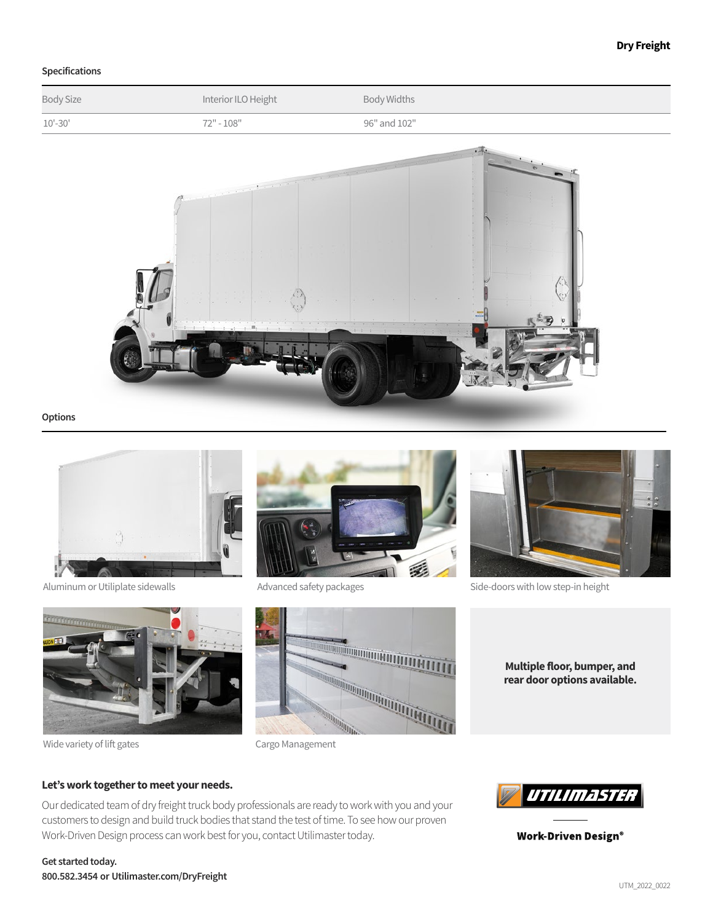**Dry Freight**

### Specifications

| Body Size | Interior ILO Height | Body Widths |
|---|---|---|
| 10'-30' | 72" - 108" | 96" and 102" |

### Options

Aluminum or Utiliplate sidewalls

Advanced safety packages

Side-doors with low step-in height

Wide variety of lift gates

Cargo Management

**Multiple floor, bumper, and rear door options available.**

### Let's work together to meet your needs.

Our dedicated team of dry freight truck body professionals are ready to work with you and your customers to design and build truck bodies that stand the test of time. To see how our proven Work-Driven Design process can work best for you, contact Utilimaster today.

**Get started today.**
**800.582.3454 or Utilimaster.com/DryFreight**

UTILIMASTER

**Work-Driven Design®**

UTM_2022_0022